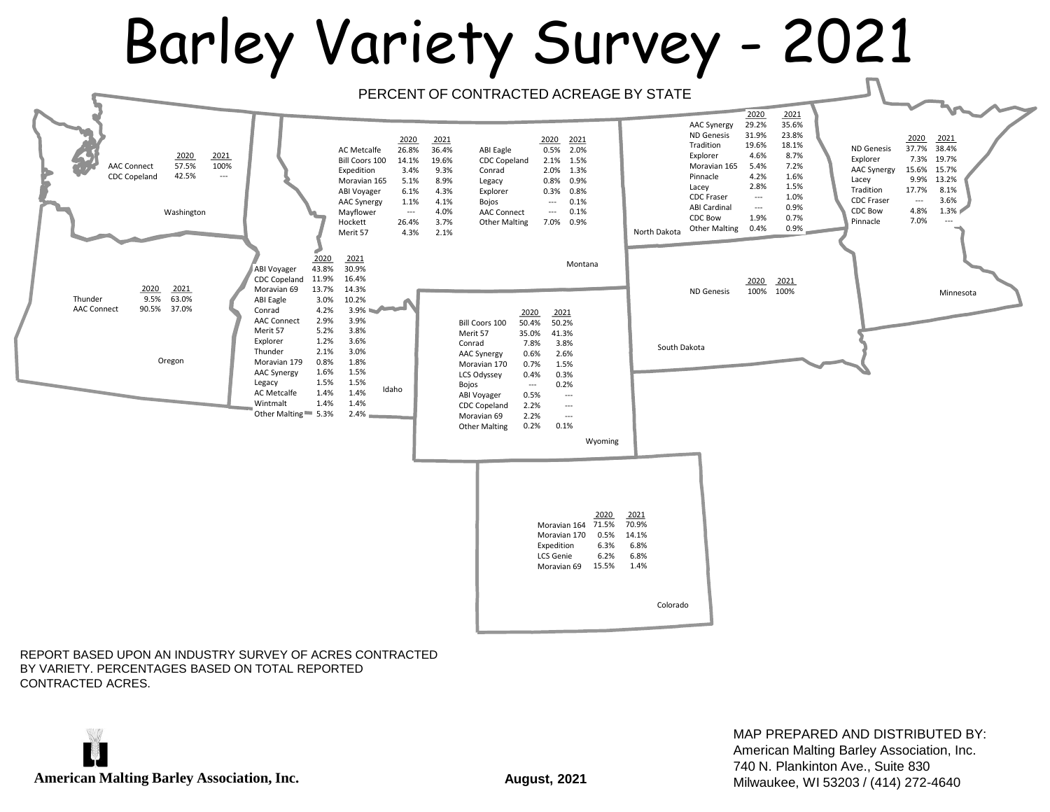# Barley Variety Survey - 2021

PERCENT OF CONTRACTED ACREAGE BY STATE

## Washington

| | 2020 | 2021 |
|---|---|---|
| AAC Connect | 57.5% | 100% |
| CDC Copeland | 42.5% | --- |

## Oregon

| | 2020 | 2021 |
|---|---|---|
| Thunder | 9.5% | 63.0% |
| AAC Connect | 90.5% | 37.0% |

## Idaho

| | 2020 | 2021 |
|---|---|---|
| ABI Voyager | 43.8% | 30.9% |
| CDC Copeland | 11.9% | 16.4% |
| Moravian 69 | 13.7% | 14.3% |
| ABI Eagle | 3.0% | 10.2% |
| Conrad | 4.2% | 3.9% |
| AAC Connect | 2.9% | 3.9% |
| Merit 57 | 5.2% | 3.8% |
| Explorer | 1.2% | 3.6% |
| Thunder | 2.1% | 3.0% |
| Moravian 179 | 0.8% | 1.8% |
| AAC Synergy | 1.6% | 1.5% |
| Legacy | 1.5% | 1.5% |
| AC Metcalfe | 1.4% | 1.4% |
| Wintmalt | 1.4% | 1.4% |
| Other Malting | 5.3% | 2.4% |

## Montana

| | 2020 | 2021 |
|---|---|---|
| AC Metcalfe | 26.8% | 36.4% |
| Bill Coors 100 | 14.1% | 19.6% |
| Expedition | 3.4% | 9.3% |
| Moravian 165 | 5.1% | 8.9% |
| ABI Voyager | 6.1% | 4.3% |
| AAC Synergy | 1.1% | 4.1% |
| Mayflower | --- | 4.0% |
| Hockett | 26.4% | 3.7% |
| Merit 57 | 4.3% | 2.1% |
| ABI Eagle | 0.5% | 2.0% |
| CDC Copeland | 2.1% | 1.5% |
| Conrad | 2.0% | 1.3% |
| Legacy | 0.8% | 0.9% |
| Explorer | 0.3% | 0.8% |
| Bojos | --- | 0.1% |
| AAC Connect | --- | 0.1% |
| Other Malting | 7.0% | 0.9% |

## Wyoming

| | 2020 | 2021 |
|---|---|---|
| Bill Coors 100 | 50.4% | 50.2% |
| Merit 57 | 35.0% | 41.3% |
| Conrad | 7.8% | 3.8% |
| AAC Synergy | 0.6% | 2.6% |
| Moravian 170 | 0.7% | 1.5% |
| LCS Odyssey | 0.4% | 0.3% |
| Bojos | --- | 0.2% |
| ABI Voyager | 0.5% | --- |
| CDC Copeland | 2.2% | --- |
| Moravian 69 | 2.2% | --- |
| Other Malting | 0.2% | 0.1% |

## Colorado

| | 2020 | 2021 |
|---|---|---|
| Moravian 164 | 71.5% | 70.9% |
| Moravian 170 | 0.5% | 14.1% |
| Expedition | 6.3% | 6.8% |
| LCS Genie | 6.2% | 6.8% |
| Moravian 69 | 15.5% | 1.4% |

## North Dakota

| | 2020 | 2021 |
|---|---|---|
| AAC Synergy | 29.2% | 35.6% |
| ND Genesis | 31.9% | 23.8% |
| Tradition | 19.6% | 18.1% |
| Explorer | 4.6% | 8.7% |
| Moravian 165 | 5.4% | 7.2% |
| Pinnacle | 4.2% | 1.6% |
| Lacey | 2.8% | 1.5% |
| CDC Fraser | --- | 1.0% |
| ABI Cardinal | --- | 0.9% |
| CDC Bow | 1.9% | 0.7% |
| Other Malting | 0.4% | 0.9% |

## South Dakota

| | 2020 | 2021 |
|---|---|---|
| ND Genesis | 100% | 100% |

## Minnesota

| | 2020 | 2021 |
|---|---|---|
| ND Genesis | 37.7% | 38.4% |
| Explorer | 7.3% | 19.7% |
| AAC Synergy | 15.6% | 15.7% |
| Lacey | 9.9% | 13.2% |
| Tradition | 17.7% | 8.1% |
| CDC Fraser | --- | 3.6% |
| CDC Bow | 4.8% | 1.3% |
| Pinnacle | 7.0% | --- |

REPORT BASED UPON AN INDUSTRY SURVEY OF ACRES CONTRACTED BY VARIETY. PERCENTAGES BASED ON TOTAL REPORTED CONTRACTED ACRES.

**American Malting Barley Association, Inc.**

**August, 2021**

MAP PREPARED AND DISTRIBUTED BY:
American Malting Barley Association, Inc.
740 N. Plankinton Ave., Suite 830
Milwaukee, WI 53203 / (414) 272-4640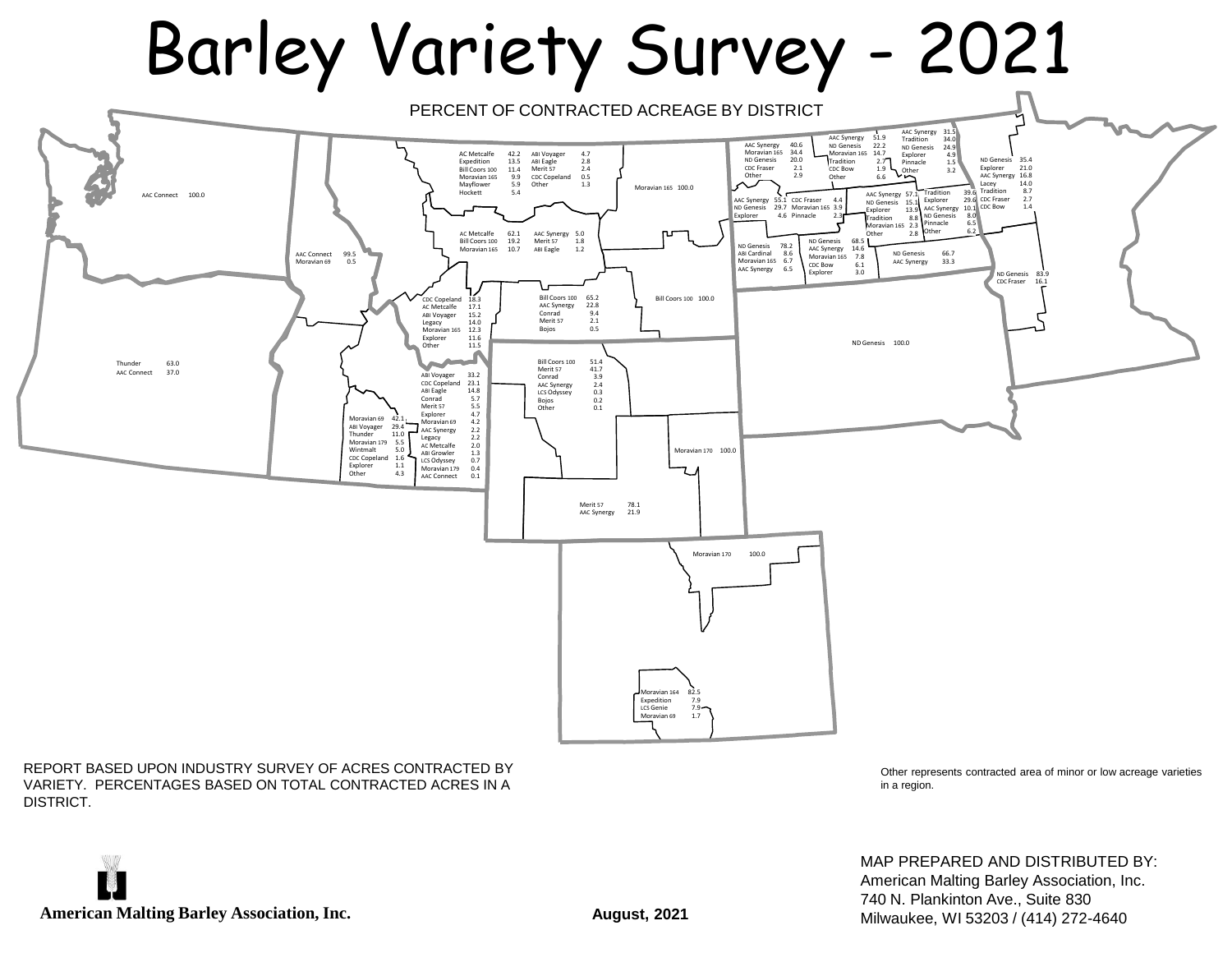# Barley Variety Survey - 2021

PERCENT OF CONTRACTED ACREAGE BY DISTRICT

AAC Connect 100.0

AAC Connect 99.5
Moravian 69 0.5

Thunder 63.0
AAC Connect 37.0

AC Metcalfe 42.2
Expedition 13.5
Bill Coors 100 11.4
Moravian 165 9.9
Mayflower 5.9
Hockett 5.4
ABI Voyager 4.7
ABI Eagle 2.8
Merit 57 2.4
CDC Copeland 0.5
Other 1.3

Moravian 165 100.0

AC Metcalfe 62.1
Bill Coors 100 19.2
Moravian 165 10.7
AAC Synergy 5.0
Merit 57 1.8
ABI Eagle 1.2

CDC Copeland 18.3
AC Metcalfe 17.1
ABI Voyager 15.2
Legacy 14.0
Moravian 165 12.3
Explorer 11.6
Other 11.5

Bill Coors 100 65.2
AAC Synergy 22.8
Conrad 9.4
Merit 57 2.1
Bojos 0.5

Bill Coors 100 100.0

Bill Coors 100 51.4
Merit 57 41.7
Conrad 3.9
AAC Synergy 2.4
LCS Odyssey 0.3
Bojos 0.2
Other 0.1

ABI Voyager 33.2
CDC Copeland 23.1
ABI Eagle 14.8
Conrad 5.7
Merit 57 5.5
Explorer 4.7
Moravian 69 4.2
AAC Synergy 2.2
Legacy 2.2
AC Metcalfe 2.0
ABI Growler 1.3
LCS Odyssey 0.7
Moravian 179 0.4
AAC Connect 0.1

Moravian 69 42.1
ABI Voyager 29.4
Thunder 11.0
Moravian 179 5.5
Wintmalt 5.0
CDC Copeland 1.6
Explorer 1.1
Other 4.3

Moravian 170 100.0

Merit 57 78.1
AAC Synergy 21.9

Moravian 170 100.0

Moravian 164 82.5
Expedition 7.9
LCS Genie 7.9
Moravian 69 1.7

AAC Synergy 40.6
Moravian 165 34.4
ND Genesis 20.0
CDC Fraser 2.1
Other 2.9

AAC Synergy 51.9
ND Genesis 22.2
Moravian 165 14.7
Tradition 2.7
CDC Bow 1.9
Other 6.6

AAC Synergy 31.5
Tradition 34.0
ND Genesis 24.9
Explorer 4.9
Pinnacle 1.5
Other 3.2

ND Genesis 35.4
Explorer 21.0
AAC Synergy 16.8
Lacey 14.0
Tradition 8.7
CDC Fraser 2.7
CDC Bow 1.4

AAC Synergy 55.1
ND Genesis 29.7
Explorer 4.6
CDC Fraser 4.4
Moravian 165 3.9
Pinnacle 2.3

AAC Synergy 57.1
ND Genesis 15.1
Explorer 13.9
Tradition 8.8
Moravian 165 2.3
Other 2.8

Tradition 39.6
Explorer 29.6
AAC Synergy 10.1
ND Genesis 8.0
Pinnacle 6.5
Other 6.2

ND Genesis 78.2
ABI Cardinal 8.6
Moravian 165 6.7
AAC Synergy 6.5

ND Genesis 68.5
AAC Synergy 14.6
Moravian 165 7.8
CDC Bow 6.1
Explorer 3.0

ND Genesis 66.7
AAC Synergy 33.3

ND Genesis 83.9
CDC Fraser 16.1

ND Genesis 100.0

REPORT BASED UPON INDUSTRY SURVEY OF ACRES CONTRACTED BY VARIETY. PERCENTAGES BASED ON TOTAL CONTRACTED ACRES IN A DISTRICT.

Other represents contracted area of minor or low acreage varieties in a region.

**American Malting Barley Association, Inc.**

**August, 2021**

MAP PREPARED AND DISTRIBUTED BY:
American Malting Barley Association, Inc.
740 N. Plankinton Ave., Suite 830
Milwaukee, WI 53203 / (414) 272-4640